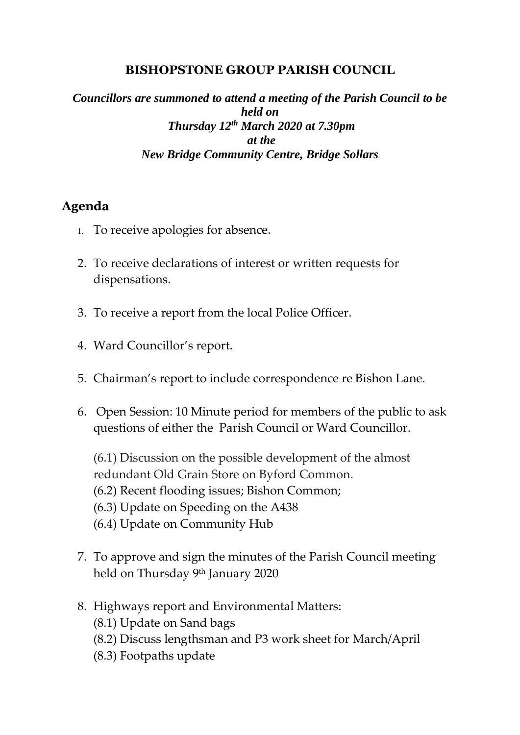**BISHOPSTONE GROUP PARISH COUNCIL**

***Councillors are summoned to attend a meeting of the Parish Council to be held on***
***Thursday 12th March 2020 at 7.30pm***
***at the***
***New Bridge Community Centre, Bridge Sollars***

## Agenda

1. To receive apologies for absence.

2. To receive declarations of interest or written requests for dispensations.

3. To receive a report from the local Police Officer.

4. Ward Councillor's report.

5. Chairman's report to include correspondence re Bishon Lane.

6. Open Session: 10 Minute period for members of the public to ask questions of either the Parish Council or Ward Councillor.

   (6.1) Discussion on the possible development of the almost redundant Old Grain Store on Byford Common.
   (6.2) Recent flooding issues; Bishon Common;
   (6.3) Update on Speeding on the A438
   (6.4) Update on Community Hub

7. To approve and sign the minutes of the Parish Council meeting held on Thursday 9th January 2020

8. Highways report and Environmental Matters:
   (8.1) Update on Sand bags
   (8.2) Discuss lengthsman and P3 work sheet for March/April
   (8.3) Footpaths update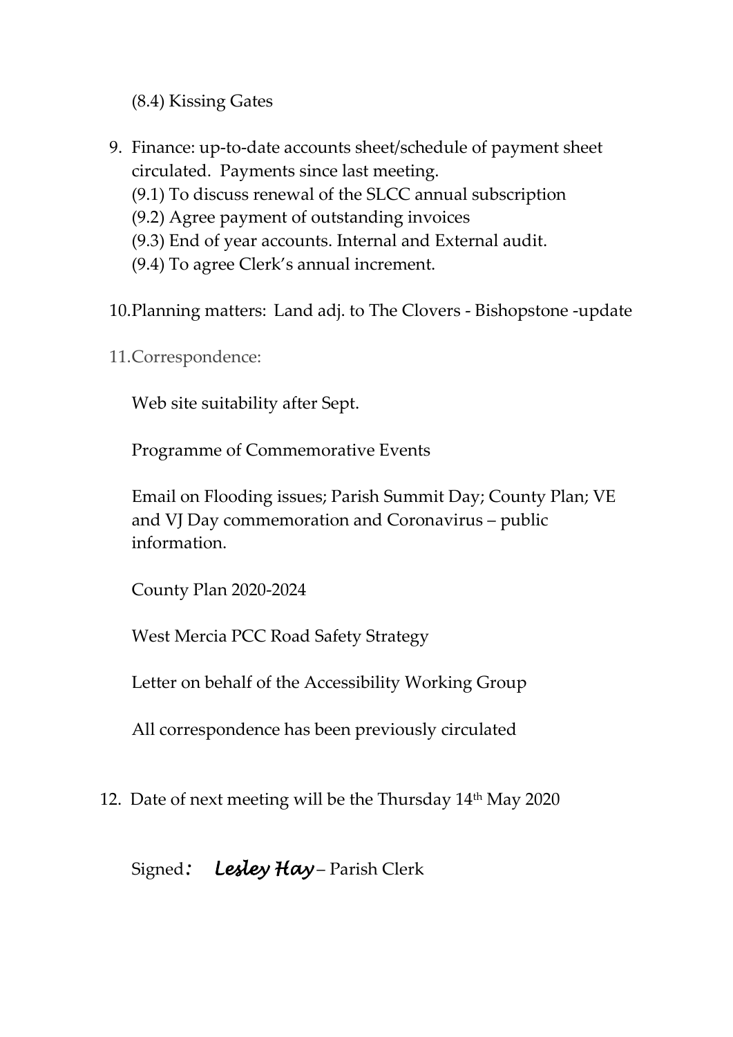(8.4) Kissing Gates

9. Finance: up-to-date accounts sheet/schedule of payment sheet circulated. Payments since last meeting.
   (9.1) To discuss renewal of the SLCC annual subscription
   (9.2) Agree payment of outstanding invoices
   (9.3) End of year accounts. Internal and External audit.
   (9.4) To agree Clerk's annual increment.

10. Planning matters: Land adj. to The Clovers - Bishopstone -update

11. Correspondence:

    Web site suitability after Sept.

    Programme of Commemorative Events

    Email on Flooding issues; Parish Summit Day; County Plan; VE and VJ Day commemoration and Coronavirus – public information.

    County Plan 2020-2024

    West Mercia PCC Road Safety Strategy

    Letter on behalf of the Accessibility Working Group

    All correspondence has been previously circulated

12. Date of next meeting will be the Thursday 14th May 2020

Signed*:* ***Lesley Hay*** – Parish Clerk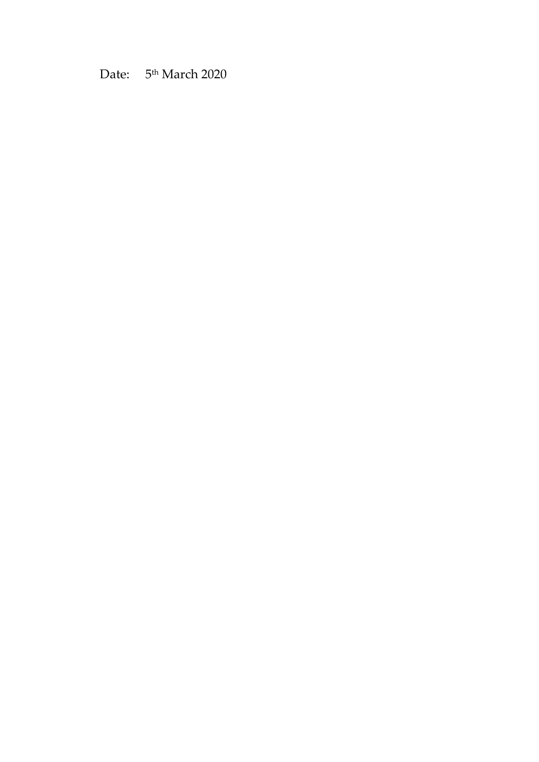Date: 5th March 2020